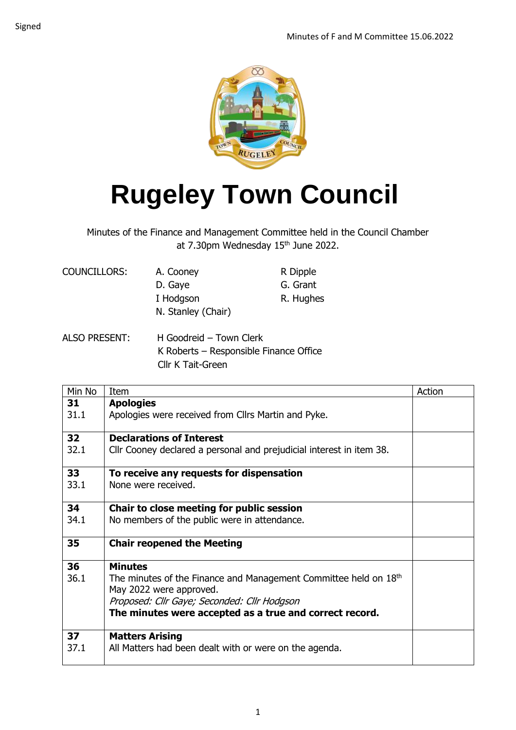Signed

# Rugeley Town Council

Minutes of the Finance and Management Committee held in the Council Chamber at 7.30pm Wednesday 15th June 2022.

| COUNCILLORS: | | |
|---|---|---|
| | A. Cooney | R Dipple |
| | D. Gaye | G. Grant |
| | I Hodgson | R. Hughes |
| | N. Stanley (Chair) | |

ALSO PRESENT:
- H Goodreid – Town Clerk
- K Roberts – Responsible Finance Office
- Cllr K Tait-Green

| Min No | Item | Action |
|---|---|---|
| **31**<br>31.1 | **Apologies**<br>Apologies were received from Cllrs Martin and Pyke. | |
| **32**<br>32.1 | **Declarations of Interest**<br>Cllr Cooney declared a personal and prejudicial interest in item 38. | |
| **33**<br>33.1 | **To receive any requests for dispensation**<br>None were received. | |
| **34**<br>34.1 | **Chair to close meeting for public session**<br>No members of the public were in attendance. | |
| **35** | **Chair reopened the Meeting** | |
| **36**<br>36.1 | **Minutes**<br>The minutes of the Finance and Management Committee held on 18th May 2022 were approved.<br>*Proposed: Cllr Gaye; Seconded: Cllr Hodgson*<br>**The minutes were accepted as a true and correct record.** | |
| **37**<br>37.1 | **Matters Arising**<br>All Matters had been dealt with or were on the agenda. | |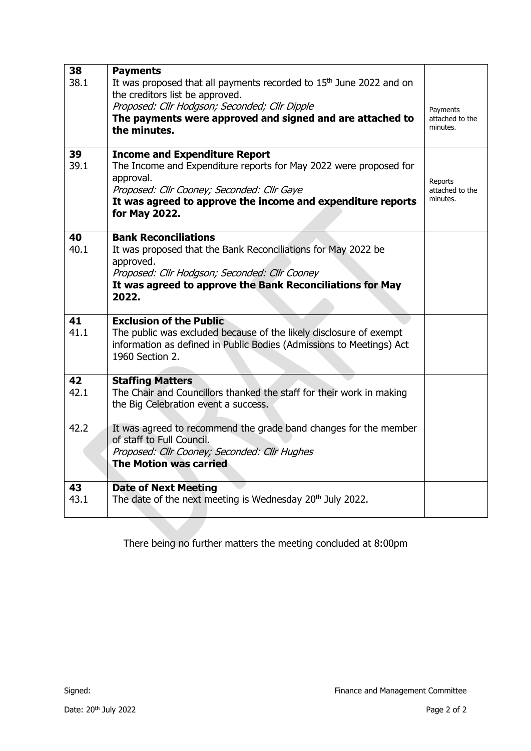| | | |
|---|---|---|
| **38**<br>38.1 | **Payments**<br>It was proposed that all payments recorded to 15th June 2022 and on the creditors list be approved.<br>*Proposed: Cllr Hodgson; Seconded; Cllr Dipple*<br>**The payments were approved and signed and are attached to the minutes.** | Payments attached to the minutes. |
| **39**<br>39.1 | **Income and Expenditure Report**<br>The Income and Expenditure reports for May 2022 were proposed for approval.<br>*Proposed: Cllr Cooney; Seconded: Cllr Gaye*<br>**It was agreed to approve the income and expenditure reports for May 2022.** | Reports attached to the minutes. |
| **40**<br>40.1 | **Bank Reconciliations**<br>It was proposed that the Bank Reconciliations for May 2022 be approved.<br>*Proposed: Cllr Hodgson; Seconded: Cllr Cooney*<br>**It was agreed to approve the Bank Reconciliations for May 2022.** | |
| **41**<br>41.1 | **Exclusion of the Public**<br>The public was excluded because of the likely disclosure of exempt information as defined in Public Bodies (Admissions to Meetings) Act 1960 Section 2. | |
| **42**<br>42.1<br><br>42.2 | **Staffing Matters**<br>The Chair and Councillors thanked the staff for their work in making the Big Celebration event a success.<br><br>It was agreed to recommend the grade band changes for the member of staff to Full Council.<br>*Proposed: Cllr Cooney; Seconded: Cllr Hughes*<br>**The Motion was carried** | |
| **43**<br>43.1 | **Date of Next Meeting**<br>The date of the next meeting is Wednesday 20th July 2022. | |

There being no further matters the meeting concluded at 8:00pm

Signed: Finance and Management Committee

Date: 20th July 2022